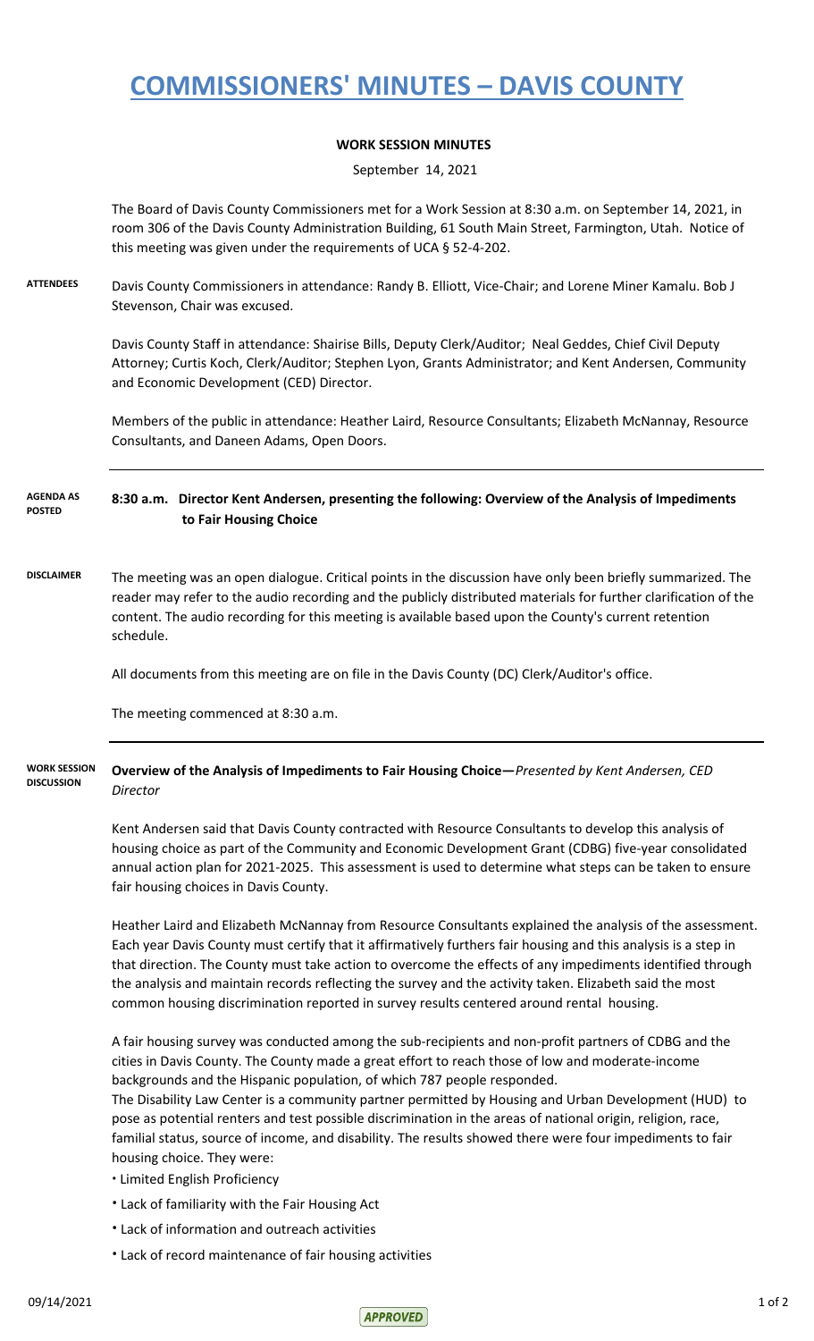# COMMISSIONERS' MINUTES – DAVIS COUNTY

**WORK SESSION MINUTES**

September 14, 2021

The Board of Davis County Commissioners met for a Work Session at 8:30 a.m. on September 14, 2021, in room 306 of the Davis County Administration Building, 61 South Main Street, Farmington, Utah. Notice of this meeting was given under the requirements of UCA § 52-4-202.

**ATTENDEES**

Davis County Commissioners in attendance: Randy B. Elliott, Vice-Chair; and Lorene Miner Kamalu. Bob J Stevenson, Chair was excused.

Davis County Staff in attendance: Shairise Bills, Deputy Clerk/Auditor; Neal Geddes, Chief Civil Deputy Attorney; Curtis Koch, Clerk/Auditor; Stephen Lyon, Grants Administrator; and Kent Andersen, Community and Economic Development (CED) Director.

Members of the public in attendance: Heather Laird, Resource Consultants; Elizabeth McNannay, Resource Consultants, and Daneen Adams, Open Doors.

**AGENDA AS POSTED**

**8:30 a.m. Director Kent Andersen, presenting the following: Overview of the Analysis of Impediments to Fair Housing Choice**

**DISCLAIMER**

The meeting was an open dialogue. Critical points in the discussion have only been briefly summarized. The reader may refer to the audio recording and the publicly distributed materials for further clarification of the content. The audio recording for this meeting is available based upon the County's current retention schedule.

All documents from this meeting are on file in the Davis County (DC) Clerk/Auditor's office.

The meeting commenced at 8:30 a.m.

**WORK SESSION DISCUSSION**

**Overview of the Analysis of Impediments to Fair Housing Choice—***Presented by Kent Andersen, CED Director*

Kent Andersen said that Davis County contracted with Resource Consultants to develop this analysis of housing choice as part of the Community and Economic Development Grant (CDBG) five-year consolidated annual action plan for 2021-2025. This assessment is used to determine what steps can be taken to ensure fair housing choices in Davis County.

Heather Laird and Elizabeth McNannay from Resource Consultants explained the analysis of the assessment. Each year Davis County must certify that it affirmatively furthers fair housing and this analysis is a step in that direction. The County must take action to overcome the effects of any impediments identified through the analysis and maintain records reflecting the survey and the activity taken. Elizabeth said the most common housing discrimination reported in survey results centered around rental housing.

A fair housing survey was conducted among the sub-recipients and non-profit partners of CDBG and the cities in Davis County. The County made a great effort to reach those of low and moderate-income backgrounds and the Hispanic population, of which 787 people responded.
The Disability Law Center is a community partner permitted by Housing and Urban Development (HUD) to pose as potential renters and test possible discrimination in the areas of national origin, religion, race, familial status, source of income, and disability. The results showed there were four impediments to fair housing choice. They were:

- Limited English Proficiency
- Lack of familiarity with the Fair Housing Act
- Lack of information and outreach activities
- Lack of record maintenance of fair housing activities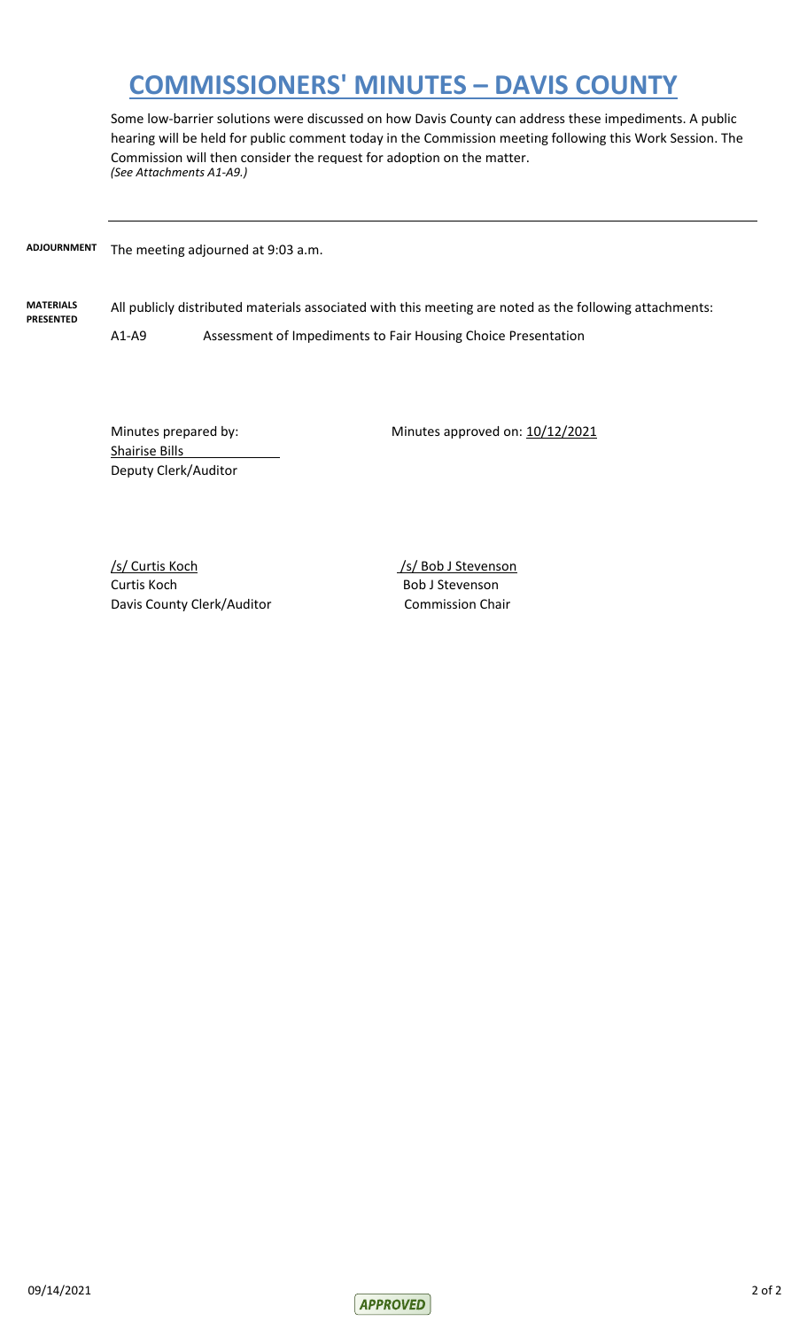# COMMISSIONERS' MINUTES – DAVIS COUNTY

Some low-barrier solutions were discussed on how Davis County can address these impediments. A public hearing will be held for public comment today in the Commission meeting following this Work Session. The Commission will then consider the request for adoption on the matter.
*(See Attachments A1-A9.)*

---

**ADJOURNMENT** The meeting adjourned at 9:03 a.m.

**MATERIALS PRESENTED** All publicly distributed materials associated with this meeting are noted as the following attachments:

A1-A9 Assessment of Impediments to Fair Housing Choice Presentation

Minutes prepared by:
Shairise Bills
Deputy Clerk/Auditor

Minutes approved on: 10/12/2021

/s/ Curtis Koch
Curtis Koch
Davis County Clerk/Auditor

/s/ Bob J Stevenson
Bob J Stevenson
Commission Chair

09/14/2021

APPROVED